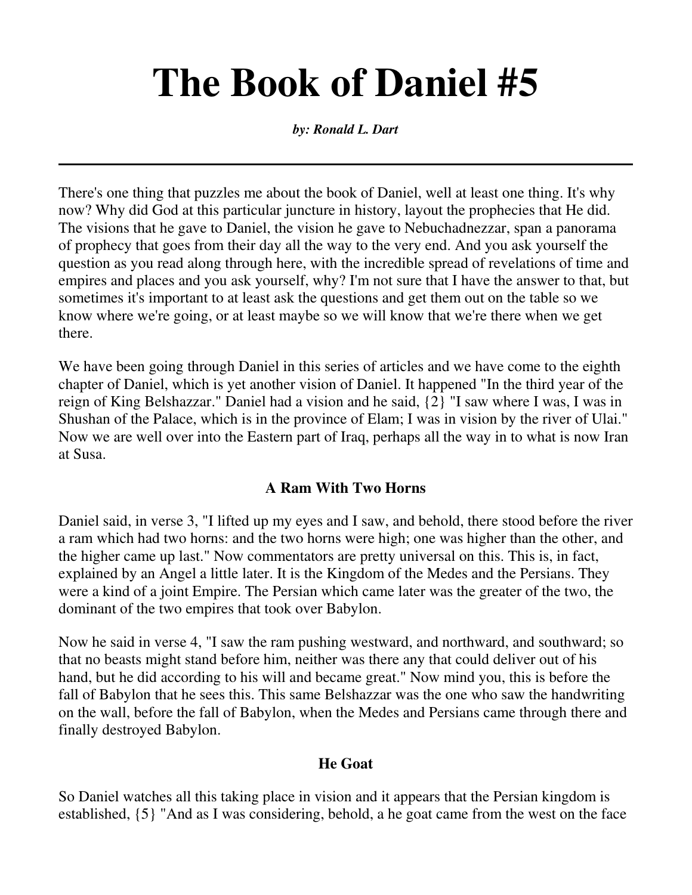# The Book of Daniel #5

***by: Ronald L. Dart***

---

There's one thing that puzzles me about the book of Daniel, well at least one thing. It's why now? Why did God at this particular juncture in history, layout the prophecies that He did. The visions that he gave to Daniel, the vision he gave to Nebuchadnezzar, span a panorama of prophecy that goes from their day all the way to the very end. And you ask yourself the question as you read along through here, with the incredible spread of revelations of time and empires and places and you ask yourself, why? I'm not sure that I have the answer to that, but sometimes it's important to at least ask the questions and get them out on the table so we know where we're going, or at least maybe so we will know that we're there when we get there.

We have been going through Daniel in this series of articles and we have come to the eighth chapter of Daniel, which is yet another vision of Daniel. It happened "In the third year of the reign of King Belshazzar." Daniel had a vision and he said, {2} "I saw where I was, I was in Shushan of the Palace, which is in the province of Elam; I was in vision by the river of Ulai." Now we are well over into the Eastern part of Iraq, perhaps all the way in to what is now Iran at Susa.

### A Ram With Two Horns

Daniel said, in verse 3, "I lifted up my eyes and I saw, and behold, there stood before the river a ram which had two horns: and the two horns were high; one was higher than the other, and the higher came up last." Now commentators are pretty universal on this. This is, in fact, explained by an Angel a little later. It is the Kingdom of the Medes and the Persians. They were a kind of a joint Empire. The Persian which came later was the greater of the two, the dominant of the two empires that took over Babylon.

Now he said in verse 4, "I saw the ram pushing westward, and northward, and southward; so that no beasts might stand before him, neither was there any that could deliver out of his hand, but he did according to his will and became great." Now mind you, this is before the fall of Babylon that he sees this. This same Belshazzar was the one who saw the handwriting on the wall, before the fall of Babylon, when the Medes and Persians came through there and finally destroyed Babylon.

### He Goat

So Daniel watches all this taking place in vision and it appears that the Persian kingdom is established, {5} "And as I was considering, behold, a he goat came from the west on the face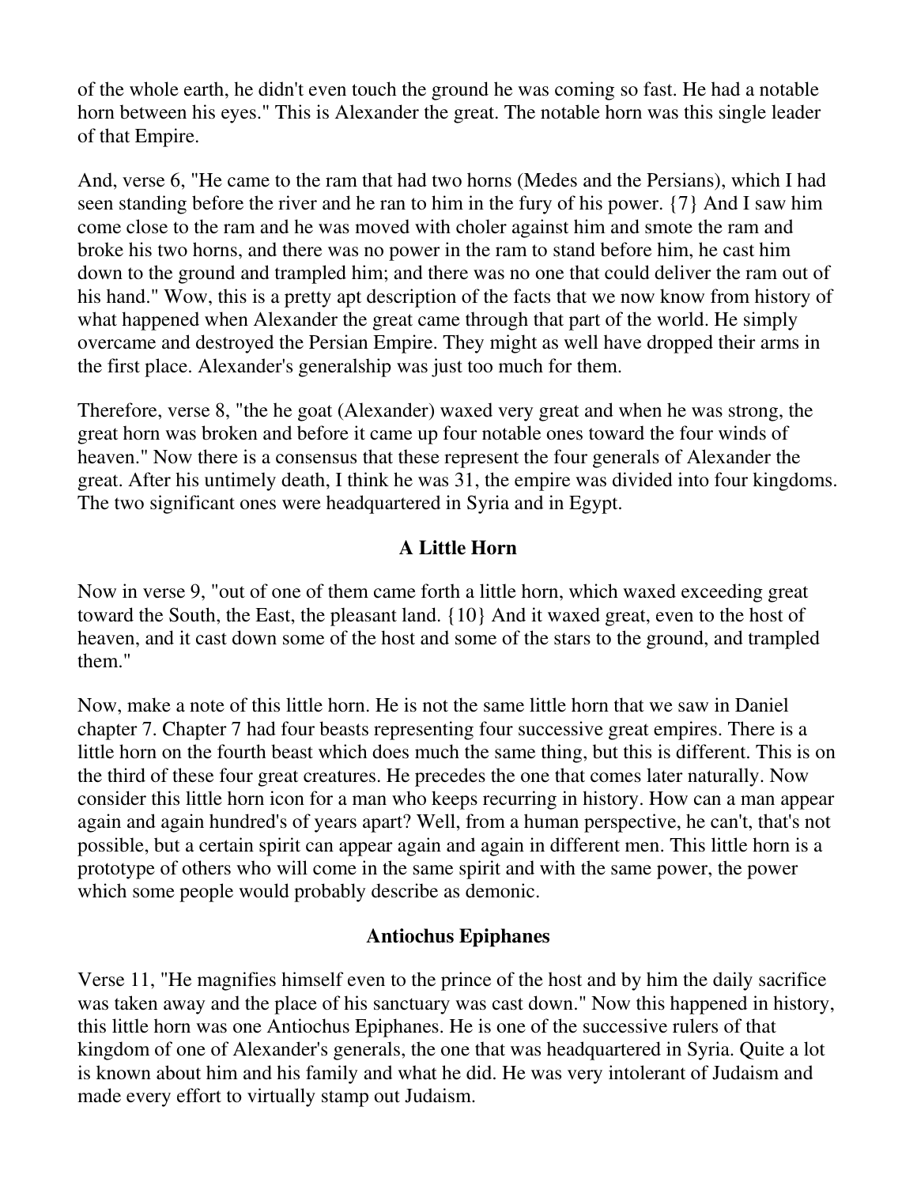of the whole earth, he didn't even touch the ground he was coming so fast. He had a notable horn between his eyes." This is Alexander the great. The notable horn was this single leader of that Empire.

And, verse 6, "He came to the ram that had two horns (Medes and the Persians), which I had seen standing before the river and he ran to him in the fury of his power. {7} And I saw him come close to the ram and he was moved with choler against him and smote the ram and broke his two horns, and there was no power in the ram to stand before him, he cast him down to the ground and trampled him; and there was no one that could deliver the ram out of his hand." Wow, this is a pretty apt description of the facts that we now know from history of what happened when Alexander the great came through that part of the world. He simply overcame and destroyed the Persian Empire. They might as well have dropped their arms in the first place. Alexander's generalship was just too much for them.

Therefore, verse 8, "the he goat (Alexander) waxed very great and when he was strong, the great horn was broken and before it came up four notable ones toward the four winds of heaven." Now there is a consensus that these represent the four generals of Alexander the great. After his untimely death, I think he was 31, the empire was divided into four kingdoms. The two significant ones were headquartered in Syria and in Egypt.

## A Little Horn

Now in verse 9, "out of one of them came forth a little horn, which waxed exceeding great toward the South, the East, the pleasant land. {10} And it waxed great, even to the host of heaven, and it cast down some of the host and some of the stars to the ground, and trampled them."

Now, make a note of this little horn. He is not the same little horn that we saw in Daniel chapter 7. Chapter 7 had four beasts representing four successive great empires. There is a little horn on the fourth beast which does much the same thing, but this is different. This is on the third of these four great creatures. He precedes the one that comes later naturally. Now consider this little horn icon for a man who keeps recurring in history. How can a man appear again and again hundred's of years apart? Well, from a human perspective, he can't, that's not possible, but a certain spirit can appear again and again in different men. This little horn is a prototype of others who will come in the same spirit and with the same power, the power which some people would probably describe as demonic.

## Antiochus Epiphanes

Verse 11, "He magnifies himself even to the prince of the host and by him the daily sacrifice was taken away and the place of his sanctuary was cast down." Now this happened in history, this little horn was one Antiochus Epiphanes. He is one of the successive rulers of that kingdom of one of Alexander's generals, the one that was headquartered in Syria. Quite a lot is known about him and his family and what he did. He was very intolerant of Judaism and made every effort to virtually stamp out Judaism.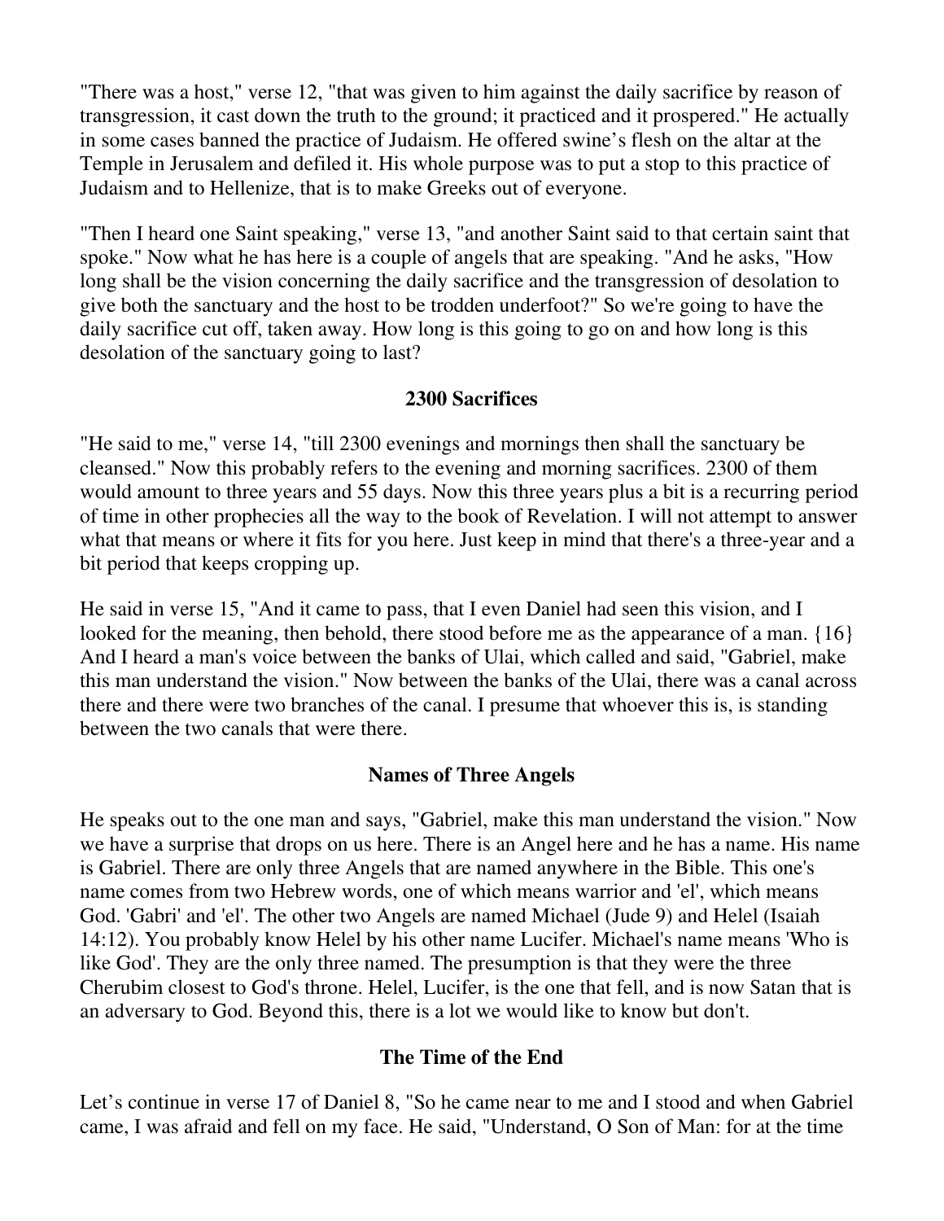"There was a host," verse 12, "that was given to him against the daily sacrifice by reason of transgression, it cast down the truth to the ground; it practiced and it prospered." He actually in some cases banned the practice of Judaism. He offered swine's flesh on the altar at the Temple in Jerusalem and defiled it. His whole purpose was to put a stop to this practice of Judaism and to Hellenize, that is to make Greeks out of everyone.

"Then I heard one Saint speaking," verse 13, "and another Saint said to that certain saint that spoke." Now what he has here is a couple of angels that are speaking. "And he asks, "How long shall be the vision concerning the daily sacrifice and the transgression of desolation to give both the sanctuary and the host to be trodden underfoot?" So we're going to have the daily sacrifice cut off, taken away. How long is this going to go on and how long is this desolation of the sanctuary going to last?

## 2300 Sacrifices

"He said to me," verse 14, "till 2300 evenings and mornings then shall the sanctuary be cleansed." Now this probably refers to the evening and morning sacrifices. 2300 of them would amount to three years and 55 days. Now this three years plus a bit is a recurring period of time in other prophecies all the way to the book of Revelation. I will not attempt to answer what that means or where it fits for you here. Just keep in mind that there's a three-year and a bit period that keeps cropping up.

He said in verse 15, "And it came to pass, that I even Daniel had seen this vision, and I looked for the meaning, then behold, there stood before me as the appearance of a man. {16} And I heard a man's voice between the banks of Ulai, which called and said, "Gabriel, make this man understand the vision." Now between the banks of the Ulai, there was a canal across there and there were two branches of the canal. I presume that whoever this is, is standing between the two canals that were there.

## Names of Three Angels

He speaks out to the one man and says, "Gabriel, make this man understand the vision." Now we have a surprise that drops on us here. There is an Angel here and he has a name. His name is Gabriel. There are only three Angels that are named anywhere in the Bible. This one's name comes from two Hebrew words, one of which means warrior and 'el', which means God. 'Gabri' and 'el'. The other two Angels are named Michael (Jude 9) and Helel (Isaiah 14:12). You probably know Helel by his other name Lucifer. Michael's name means 'Who is like God'. They are the only three named. The presumption is that they were the three Cherubim closest to God's throne. Helel, Lucifer, is the one that fell, and is now Satan that is an adversary to God. Beyond this, there is a lot we would like to know but don't.

## The Time of the End

Let's continue in verse 17 of Daniel 8, "So he came near to me and I stood and when Gabriel came, I was afraid and fell on my face. He said, "Understand, O Son of Man: for at the time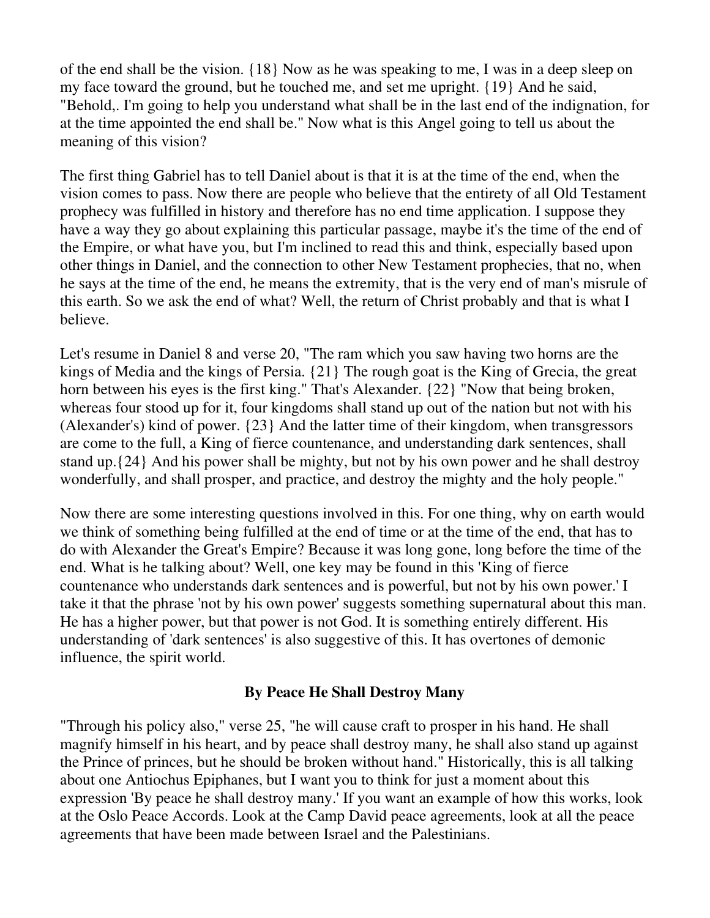of the end shall be the vision. {18} Now as he was speaking to me, I was in a deep sleep on my face toward the ground, but he touched me, and set me upright. {19} And he said, "Behold,. I'm going to help you understand what shall be in the last end of the indignation, for at the time appointed the end shall be." Now what is this Angel going to tell us about the meaning of this vision?

The first thing Gabriel has to tell Daniel about is that it is at the time of the end, when the vision comes to pass. Now there are people who believe that the entirety of all Old Testament prophecy was fulfilled in history and therefore has no end time application. I suppose they have a way they go about explaining this particular passage, maybe it's the time of the end of the Empire, or what have you, but I'm inclined to read this and think, especially based upon other things in Daniel, and the connection to other New Testament prophecies, that no, when he says at the time of the end, he means the extremity, that is the very end of man's misrule of this earth. So we ask the end of what? Well, the return of Christ probably and that is what I believe.

Let's resume in Daniel 8 and verse 20, "The ram which you saw having two horns are the kings of Media and the kings of Persia. {21} The rough goat is the King of Grecia, the great horn between his eyes is the first king." That's Alexander. {22} "Now that being broken, whereas four stood up for it, four kingdoms shall stand up out of the nation but not with his (Alexander's) kind of power. {23} And the latter time of their kingdom, when transgressors are come to the full, a King of fierce countenance, and understanding dark sentences, shall stand up.{24} And his power shall be mighty, but not by his own power and he shall destroy wonderfully, and shall prosper, and practice, and destroy the mighty and the holy people."

Now there are some interesting questions involved in this. For one thing, why on earth would we think of something being fulfilled at the end of time or at the time of the end, that has to do with Alexander the Great's Empire? Because it was long gone, long before the time of the end. What is he talking about? Well, one key may be found in this 'King of fierce countenance who understands dark sentences and is powerful, but not by his own power.' I take it that the phrase 'not by his own power' suggests something supernatural about this man. He has a higher power, but that power is not God. It is something entirely different. His understanding of 'dark sentences' is also suggestive of this. It has overtones of demonic influence, the spirit world.

## By Peace He Shall Destroy Many

"Through his policy also," verse 25, "he will cause craft to prosper in his hand. He shall magnify himself in his heart, and by peace shall destroy many, he shall also stand up against the Prince of princes, but he should be broken without hand." Historically, this is all talking about one Antiochus Epiphanes, but I want you to think for just a moment about this expression 'By peace he shall destroy many.' If you want an example of how this works, look at the Oslo Peace Accords. Look at the Camp David peace agreements, look at all the peace agreements that have been made between Israel and the Palestinians.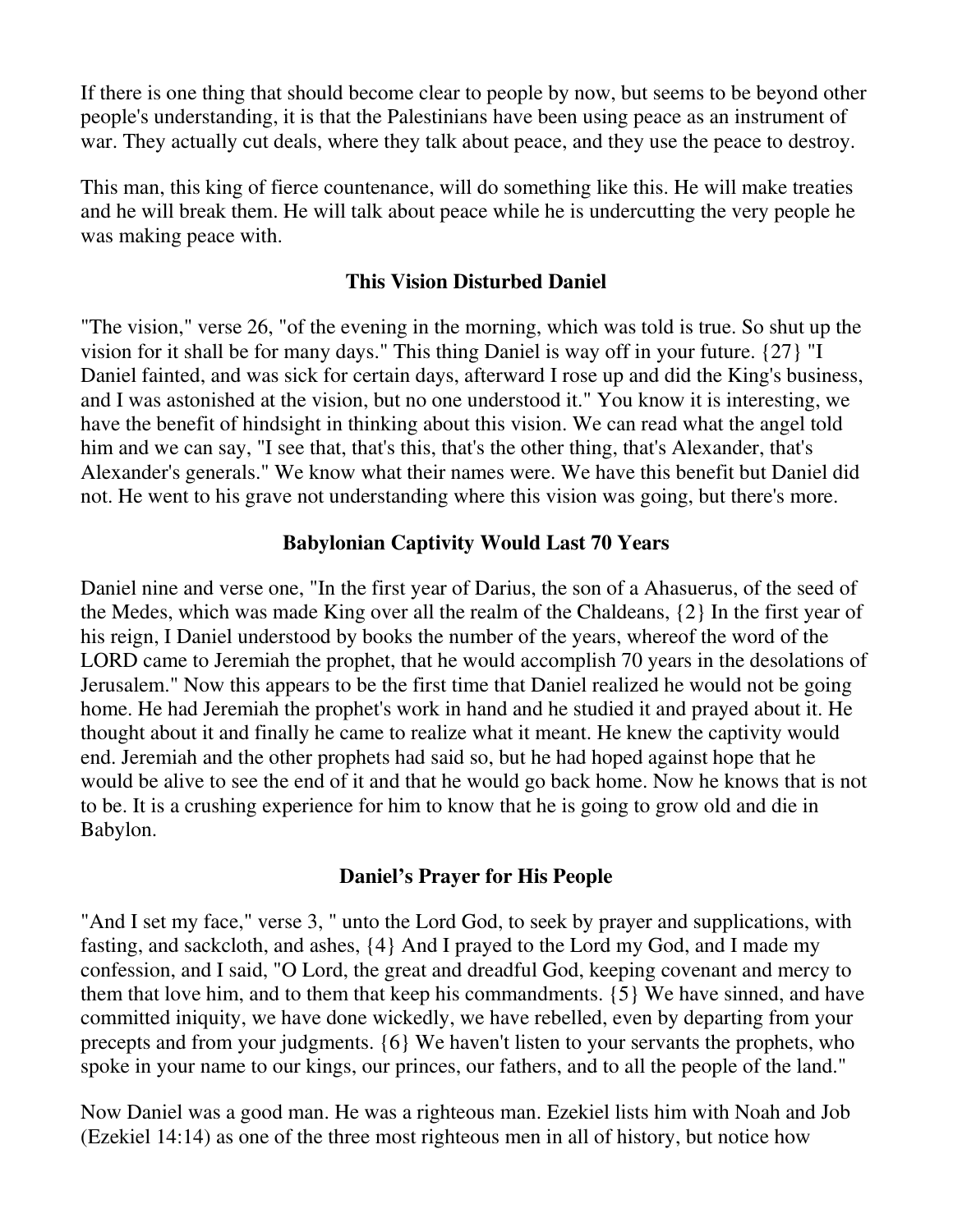If there is one thing that should become clear to people by now, but seems to be beyond other people's understanding, it is that the Palestinians have been using peace as an instrument of war. They actually cut deals, where they talk about peace, and they use the peace to destroy.

This man, this king of fierce countenance, will do something like this. He will make treaties and he will break them. He will talk about peace while he is undercutting the very people he was making peace with.

### This Vision Disturbed Daniel

"The vision," verse 26, "of the evening in the morning, which was told is true. So shut up the vision for it shall be for many days." This thing Daniel is way off in your future. {27} "I Daniel fainted, and was sick for certain days, afterward I rose up and did the King's business, and I was astonished at the vision, but no one understood it." You know it is interesting, we have the benefit of hindsight in thinking about this vision. We can read what the angel told him and we can say, "I see that, that's this, that's the other thing, that's Alexander, that's Alexander's generals." We know what their names were. We have this benefit but Daniel did not. He went to his grave not understanding where this vision was going, but there's more.

### Babylonian Captivity Would Last 70 Years

Daniel nine and verse one, "In the first year of Darius, the son of a Ahasuerus, of the seed of the Medes, which was made King over all the realm of the Chaldeans, {2} In the first year of his reign, I Daniel understood by books the number of the years, whereof the word of the LORD came to Jeremiah the prophet, that he would accomplish 70 years in the desolations of Jerusalem." Now this appears to be the first time that Daniel realized he would not be going home. He had Jeremiah the prophet's work in hand and he studied it and prayed about it. He thought about it and finally he came to realize what it meant. He knew the captivity would end. Jeremiah and the other prophets had said so, but he had hoped against hope that he would be alive to see the end of it and that he would go back home. Now he knows that is not to be. It is a crushing experience for him to know that he is going to grow old and die in Babylon.

### Daniel's Prayer for His People

"And I set my face," verse 3, " unto the Lord God, to seek by prayer and supplications, with fasting, and sackcloth, and ashes, {4} And I prayed to the Lord my God, and I made my confession, and I said, "O Lord, the great and dreadful God, keeping covenant and mercy to them that love him, and to them that keep his commandments. {5} We have sinned, and have committed iniquity, we have done wickedly, we have rebelled, even by departing from your precepts and from your judgments. {6} We haven't listen to your servants the prophets, who spoke in your name to our kings, our princes, our fathers, and to all the people of the land."

Now Daniel was a good man. He was a righteous man. Ezekiel lists him with Noah and Job (Ezekiel 14:14) as one of the three most righteous men in all of history, but notice how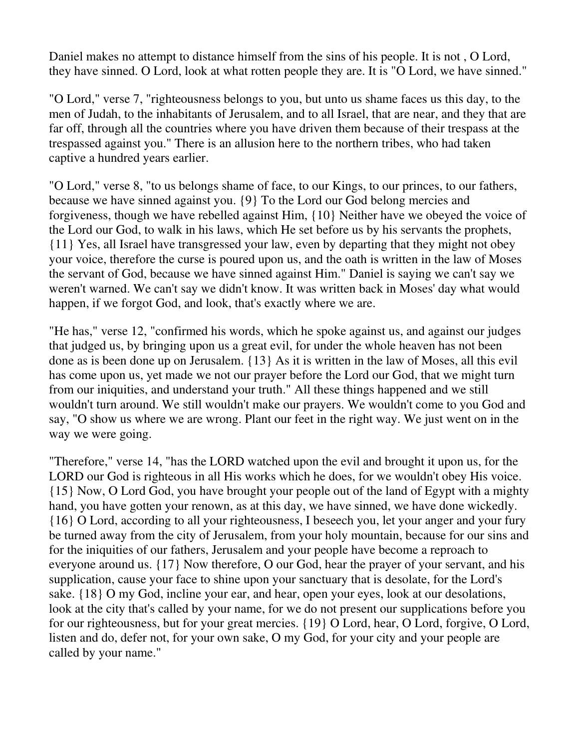Daniel makes no attempt to distance himself from the sins of his people. It is not , O Lord, they have sinned. O Lord, look at what rotten people they are. It is "O Lord, we have sinned."

"O Lord," verse 7, "righteousness belongs to you, but unto us shame faces us this day, to the men of Judah, to the inhabitants of Jerusalem, and to all Israel, that are near, and they that are far off, through all the countries where you have driven them because of their trespass at the trespassed against you." There is an allusion here to the northern tribes, who had taken captive a hundred years earlier.

"O Lord," verse 8, "to us belongs shame of face, to our Kings, to our princes, to our fathers, because we have sinned against you. {9} To the Lord our God belong mercies and forgiveness, though we have rebelled against Him, {10} Neither have we obeyed the voice of the Lord our God, to walk in his laws, which He set before us by his servants the prophets, {11} Yes, all Israel have transgressed your law, even by departing that they might not obey your voice, therefore the curse is poured upon us, and the oath is written in the law of Moses the servant of God, because we have sinned against Him." Daniel is saying we can't say we weren't warned. We can't say we didn't know. It was written back in Moses' day what would happen, if we forgot God, and look, that's exactly where we are.

"He has," verse 12, "confirmed his words, which he spoke against us, and against our judges that judged us, by bringing upon us a great evil, for under the whole heaven has not been done as is been done up on Jerusalem. {13} As it is written in the law of Moses, all this evil has come upon us, yet made we not our prayer before the Lord our God, that we might turn from our iniquities, and understand your truth." All these things happened and we still wouldn't turn around. We still wouldn't make our prayers. We wouldn't come to you God and say, "O show us where we are wrong. Plant our feet in the right way. We just went on in the way we were going.

"Therefore," verse 14, "has the LORD watched upon the evil and brought it upon us, for the LORD our God is righteous in all His works which he does, for we wouldn't obey His voice. {15} Now, O Lord God, you have brought your people out of the land of Egypt with a mighty hand, you have gotten your renown, as at this day, we have sinned, we have done wickedly. {16} O Lord, according to all your righteousness, I beseech you, let your anger and your fury be turned away from the city of Jerusalem, from your holy mountain, because for our sins and for the iniquities of our fathers, Jerusalem and your people have become a reproach to everyone around us. {17} Now therefore, O our God, hear the prayer of your servant, and his supplication, cause your face to shine upon your sanctuary that is desolate, for the Lord's sake. {18} O my God, incline your ear, and hear, open your eyes, look at our desolations, look at the city that's called by your name, for we do not present our supplications before you for our righteousness, but for your great mercies. {19} O Lord, hear, O Lord, forgive, O Lord, listen and do, defer not, for your own sake, O my God, for your city and your people are called by your name."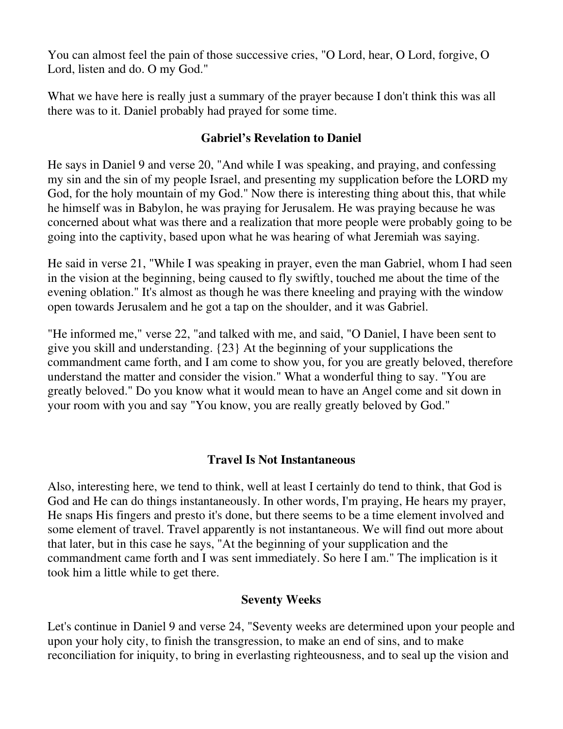You can almost feel the pain of those successive cries, "O Lord, hear, O Lord, forgive, O Lord, listen and do. O my God."

What we have here is really just a summary of the prayer because I don't think this was all there was to it. Daniel probably had prayed for some time.

## Gabriel's Revelation to Daniel

He says in Daniel 9 and verse 20, "And while I was speaking, and praying, and confessing my sin and the sin of my people Israel, and presenting my supplication before the LORD my God, for the holy mountain of my God." Now there is interesting thing about this, that while he himself was in Babylon, he was praying for Jerusalem. He was praying because he was concerned about what was there and a realization that more people were probably going to be going into the captivity, based upon what he was hearing of what Jeremiah was saying.

He said in verse 21, "While I was speaking in prayer, even the man Gabriel, whom I had seen in the vision at the beginning, being caused to fly swiftly, touched me about the time of the evening oblation." It's almost as though he was there kneeling and praying with the window open towards Jerusalem and he got a tap on the shoulder, and it was Gabriel.

"He informed me," verse 22, "and talked with me, and said, "O Daniel, I have been sent to give you skill and understanding. {23} At the beginning of your supplications the commandment came forth, and I am come to show you, for you are greatly beloved, therefore understand the matter and consider the vision." What a wonderful thing to say. "You are greatly beloved." Do you know what it would mean to have an Angel come and sit down in your room with you and say "You know, you are really greatly beloved by God."

## Travel Is Not Instantaneous

Also, interesting here, we tend to think, well at least I certainly do tend to think, that God is God and He can do things instantaneously. In other words, I'm praying, He hears my prayer, He snaps His fingers and presto it's done, but there seems to be a time element involved and some element of travel. Travel apparently is not instantaneous. We will find out more about that later, but in this case he says, "At the beginning of your supplication and the commandment came forth and I was sent immediately. So here I am." The implication is it took him a little while to get there.

## Seventy Weeks

Let's continue in Daniel 9 and verse 24, "Seventy weeks are determined upon your people and upon your holy city, to finish the transgression, to make an end of sins, and to make reconciliation for iniquity, to bring in everlasting righteousness, and to seal up the vision and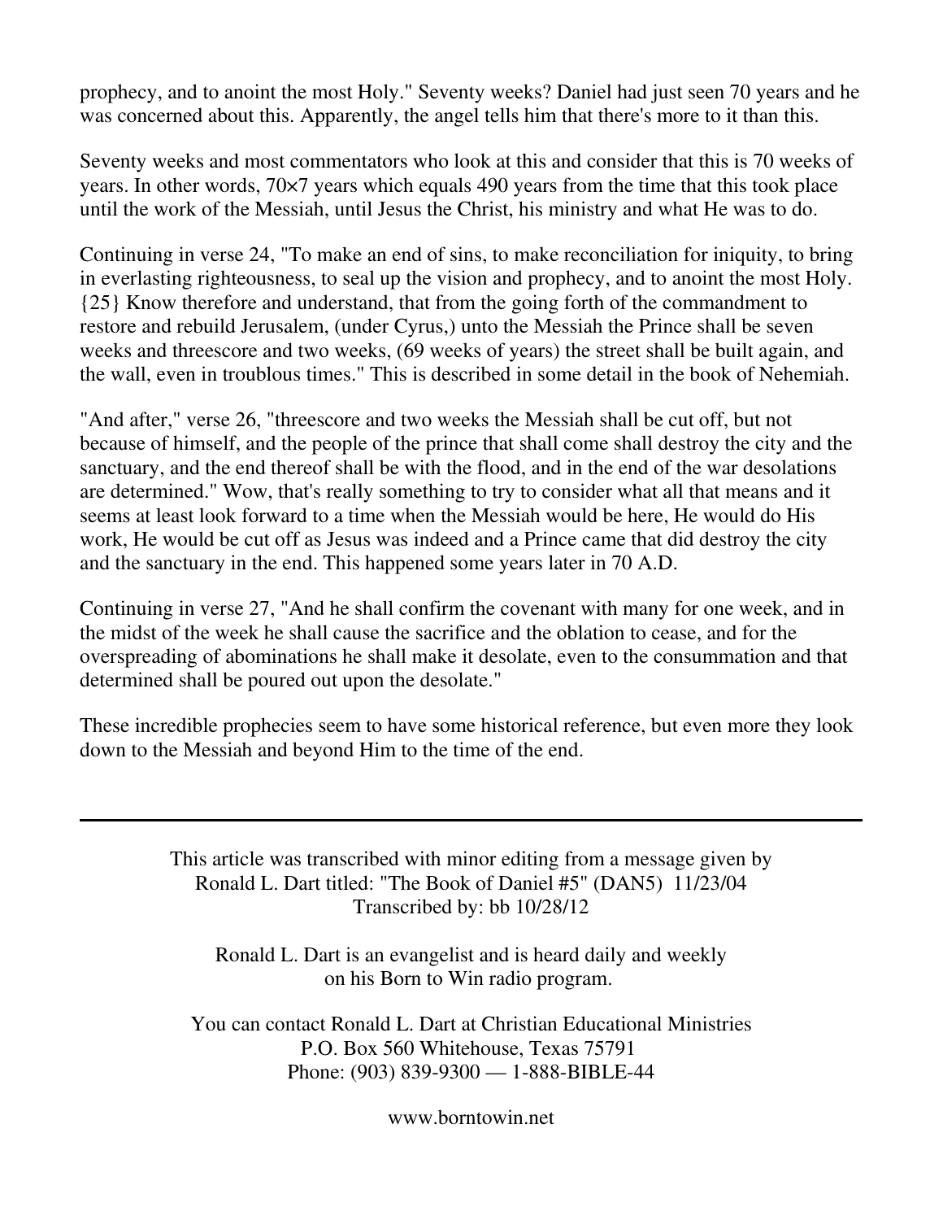prophecy, and to anoint the most Holy." Seventy weeks? Daniel had just seen 70 years and he was concerned about this. Apparently, the angel tells him that there's more to it than this.

Seventy weeks and most commentators who look at this and consider that this is 70 weeks of years. In other words, 70×7 years which equals 490 years from the time that this took place until the work of the Messiah, until Jesus the Christ, his ministry and what He was to do.

Continuing in verse 24, "To make an end of sins, to make reconciliation for iniquity, to bring in everlasting righteousness, to seal up the vision and prophecy, and to anoint the most Holy. {25} Know therefore and understand, that from the going forth of the commandment to restore and rebuild Jerusalem, (under Cyrus,) unto the Messiah the Prince shall be seven weeks and threescore and two weeks, (69 weeks of years) the street shall be built again, and the wall, even in troublous times." This is described in some detail in the book of Nehemiah.

"And after," verse 26, "threescore and two weeks the Messiah shall be cut off, but not because of himself, and the people of the prince that shall come shall destroy the city and the sanctuary, and the end thereof shall be with the flood, and in the end of the war desolations are determined." Wow, that's really something to try to consider what all that means and it seems at least look forward to a time when the Messiah would be here, He would do His work, He would be cut off as Jesus was indeed and a Prince came that did destroy the city and the sanctuary in the end. This happened some years later in 70 A.D.

Continuing in verse 27, "And he shall confirm the covenant with many for one week, and in the midst of the week he shall cause the sacrifice and the oblation to cease, and for the overspreading of abominations he shall make it desolate, even to the consummation and that determined shall be poured out upon the desolate."

These incredible prophecies seem to have some historical reference, but even more they look down to the Messiah and beyond Him to the time of the end.

---

This article was transcribed with minor editing from a message given by Ronald L. Dart titled: "The Book of Daniel #5" (DAN5) 11/23/04
Transcribed by: bb 10/28/12

Ronald L. Dart is an evangelist and is heard daily and weekly on his Born to Win radio program.

You can contact Ronald L. Dart at Christian Educational Ministries
P.O. Box 560 Whitehouse, Texas 75791
Phone: (903) 839-9300 — 1-888-BIBLE-44

www.borntowin.net